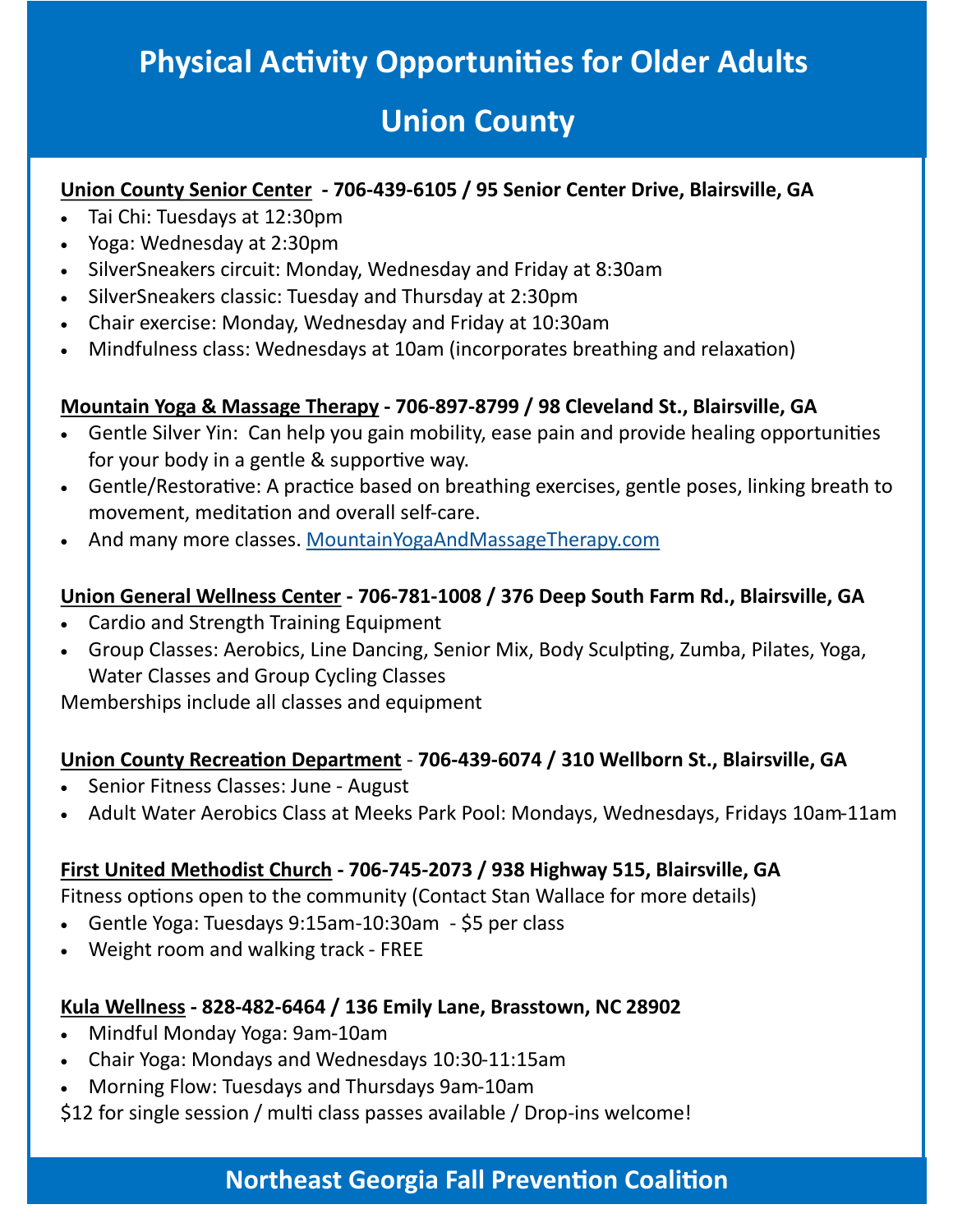# Physical Activity Opportunities for Older Adults

## Union County

**Union County Senior Center - 706-439-6105 / 95 Senior Center Drive, Blairsville, GA**

- Tai Chi: Tuesdays at 12:30pm
- Yoga: Wednesday at 2:30pm
- SilverSneakers circuit: Monday, Wednesday and Friday at 8:30am
- SilverSneakers classic: Tuesday and Thursday at 2:30pm
- Chair exercise: Monday, Wednesday and Friday at 10:30am
- Mindfulness class: Wednesdays at 10am (incorporates breathing and relaxation)

**Mountain Yoga & Massage Therapy - 706-897-8799 / 98 Cleveland St., Blairsville, GA**

- Gentle Silver Yin: Can help you gain mobility, ease pain and provide healing opportunities for your body in a gentle & supportive way.
- Gentle/Restorative: A practice based on breathing exercises, gentle poses, linking breath to movement, meditation and overall self-care.
- And many more classes. MountainYogaAndMassageTherapy.com

**Union General Wellness Center - 706-781-1008 / 376 Deep South Farm Rd., Blairsville, GA**

- Cardio and Strength Training Equipment
- Group Classes: Aerobics, Line Dancing, Senior Mix, Body Sculpting, Zumba, Pilates, Yoga, Water Classes and Group Cycling Classes

Memberships include all classes and equipment

**Union County Recreation Department - 706-439-6074 / 310 Wellborn St., Blairsville, GA**

- Senior Fitness Classes: June - August
- Adult Water Aerobics Class at Meeks Park Pool: Mondays, Wednesdays, Fridays 10am-11am

**First United Methodist Church - 706-745-2073 / 938 Highway 515, Blairsville, GA**

Fitness options open to the community (Contact Stan Wallace for more details)

- Gentle Yoga: Tuesdays 9:15am-10:30am - $5 per class
- Weight room and walking track - FREE

**Kula Wellness - 828-482-6464 / 136 Emily Lane, Brasstown, NC 28902**

- Mindful Monday Yoga: 9am-10am
- Chair Yoga: Mondays and Wednesdays 10:30-11:15am
- Morning Flow: Tuesdays and Thursdays 9am-10am

$12 for single session / multi class passes available / Drop-ins welcome!

**Northeast Georgia Fall Prevention Coalition**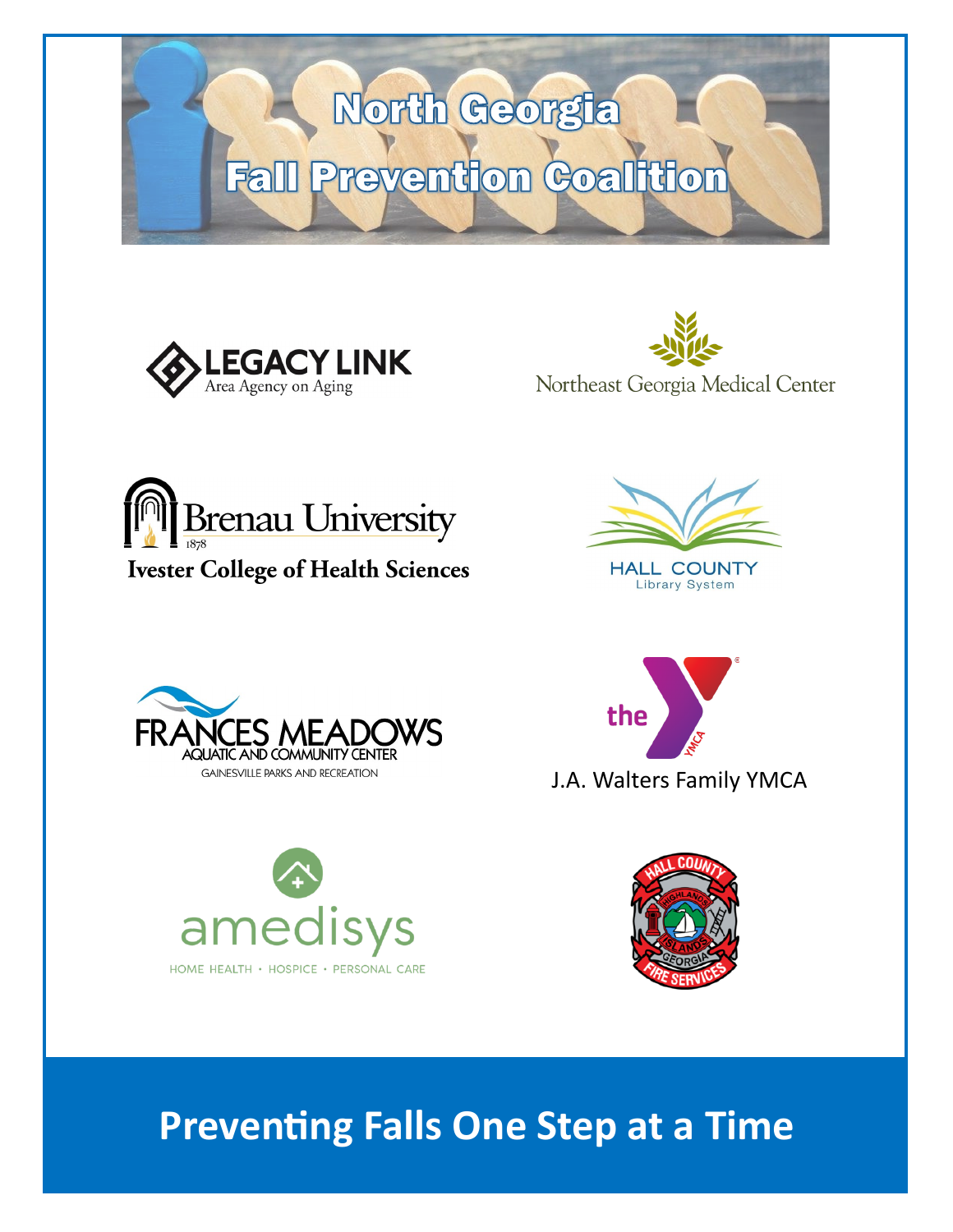# North Georgia Fall Prevention Coalition

LEGACY LINK
Area Agency on Aging

Northeast Georgia Medical Center

Brenau University
1878
Ivester College of Health Sciences

HALL COUNTY
Library System

FRANCES MEADOWS
AQUATIC AND COMMUNITY CENTER
GAINESVILLE PARKS AND RECREATION

the YMCA
J.A. Walters Family YMCA

amedisys
HOME HEALTH • HOSPICE • PERSONAL CARE

HALL COUNTY
HIGHLANDS ISLANDS
GEORGIA
FIRE SERVICES

## Preventing Falls One Step at a Time